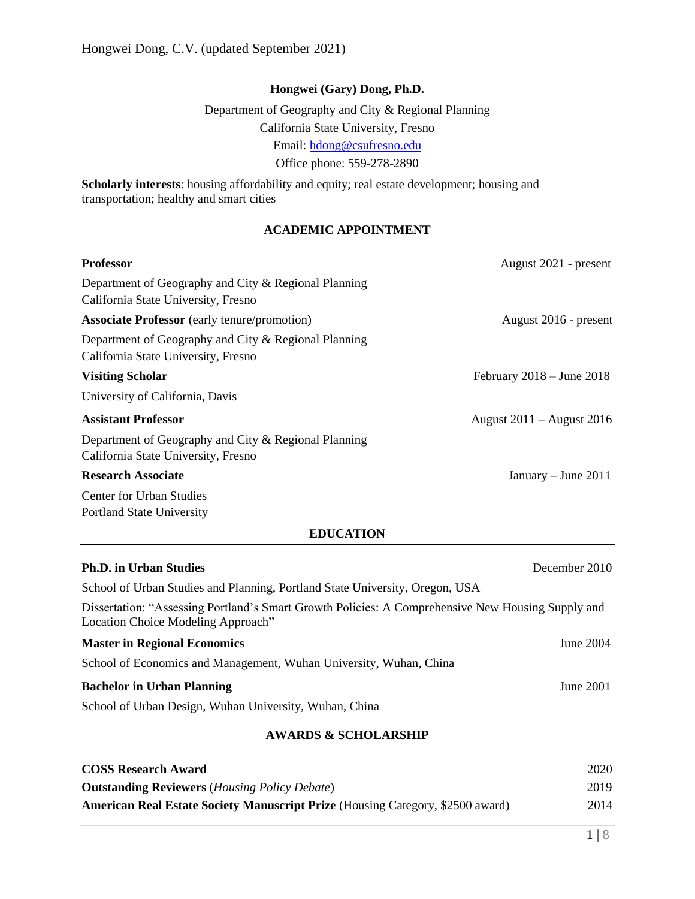# Hongwei (Gary) Dong, Ph.D.

Department of Geography and City & Regional Planning
California State University, Fresno
Email: hdong@csufresno.edu
Office phone: 559-278-2890

**Scholarly interests**: housing affordability and equity; real estate development; housing and transportation; healthy and smart cities

## ACADEMIC APPOINTMENT

**Professor** — August 2021 - present
Department of Geography and City & Regional Planning
California State University, Fresno

**Associate Professor** (early tenure/promotion) — August 2016 - present
Department of Geography and City & Regional Planning
California State University, Fresno

**Visiting Scholar** — February 2018 – June 2018
University of California, Davis

**Assistant Professor** — August 2011 – August 2016
Department of Geography and City & Regional Planning
California State University, Fresno

**Research Associate** — January – June 2011
Center for Urban Studies
Portland State University

## EDUCATION

**Ph.D. in Urban Studies** — December 2010
School of Urban Studies and Planning, Portland State University, Oregon, USA
Dissertation: "Assessing Portland's Smart Growth Policies: A Comprehensive New Housing Supply and Location Choice Modeling Approach"

**Master in Regional Economics** — June 2004
School of Economics and Management, Wuhan University, Wuhan, China

**Bachelor in Urban Planning** — June 2001
School of Urban Design, Wuhan University, Wuhan, China

## AWARDS & SCHOLARSHIP

**COSS Research Award** — 2020
**Outstanding Reviewers** (*Housing Policy Debate*) — 2019
**American Real Estate Society Manuscript Prize** (Housing Category, $2500 award) — 2014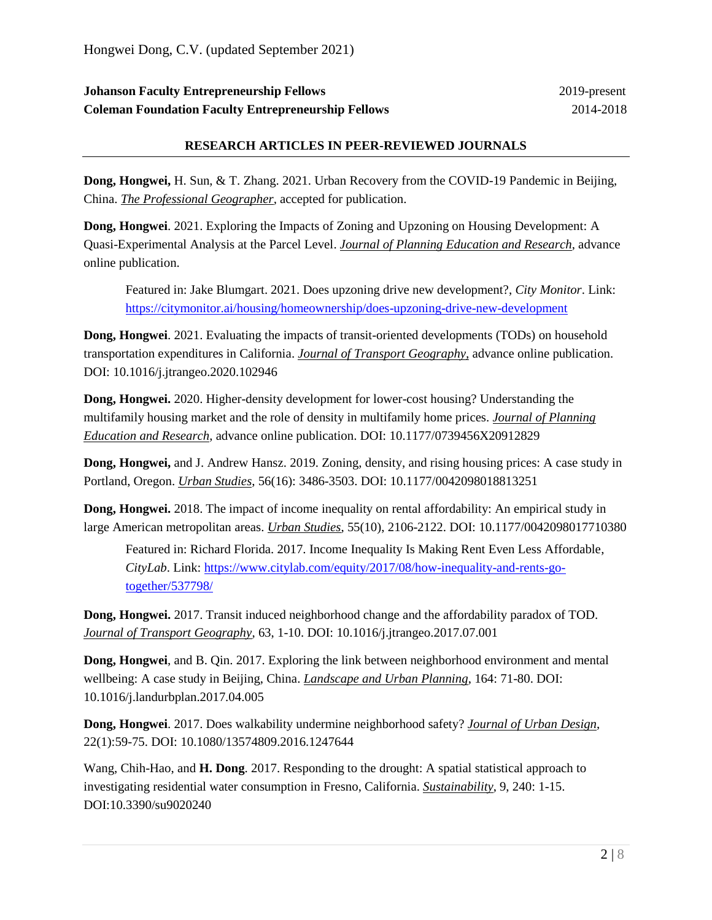**Johanson Faculty Entrepreneurship Fellows** 2019-present
**Coleman Foundation Faculty Entrepreneurship Fellows** 2014-2018

## RESEARCH ARTICLES IN PEER-REVIEWED JOURNALS

**Dong, Hongwei,** H. Sun, & T. Zhang. 2021. Urban Recovery from the COVID-19 Pandemic in Beijing, China. *The Professional Geographer*, accepted for publication.

**Dong, Hongwei**. 2021. Exploring the Impacts of Zoning and Upzoning on Housing Development: A Quasi-Experimental Analysis at the Parcel Level. *Journal of Planning Education and Research*, advance online publication.

> Featured in: Jake Blumgart. 2021. Does upzoning drive new development?, *City Monitor*. Link: https://citymonitor.ai/housing/homeownership/does-upzoning-drive-new-development

**Dong, Hongwei**. 2021. Evaluating the impacts of transit-oriented developments (TODs) on household transportation expenditures in California. *Journal of Transport Geography*, advance online publication. DOI: 10.1016/j.jtrangeo.2020.102946

**Dong, Hongwei.** 2020. Higher-density development for lower-cost housing? Understanding the multifamily housing market and the role of density in multifamily home prices. *Journal of Planning Education and Research*, advance online publication. DOI: 10.1177/0739456X20912829

**Dong, Hongwei,** and J. Andrew Hansz. 2019. Zoning, density, and rising housing prices: A case study in Portland, Oregon. *Urban Studies*, 56(16): 3486-3503. DOI: 10.1177/0042098018813251

**Dong, Hongwei.** 2018. The impact of income inequality on rental affordability: An empirical study in large American metropolitan areas. *Urban Studies*, 55(10), 2106-2122. DOI: 10.1177/0042098017710380

> Featured in: Richard Florida. 2017. Income Inequality Is Making Rent Even Less Affordable, *CityLab*. Link: https://www.citylab.com/equity/2017/08/how-inequality-and-rents-go-together/537798/

**Dong, Hongwei.** 2017. Transit induced neighborhood change and the affordability paradox of TOD. *Journal of Transport Geography*, 63, 1-10. DOI: 10.1016/j.jtrangeo.2017.07.001

**Dong, Hongwei**, and B. Qin. 2017. Exploring the link between neighborhood environment and mental wellbeing: A case study in Beijing, China. *Landscape and Urban Planning*, 164: 71-80. DOI: 10.1016/j.landurbplan.2017.04.005

**Dong, Hongwei**. 2017. Does walkability undermine neighborhood safety? *Journal of Urban Design*, 22(1):59-75. DOI: 10.1080/13574809.2016.1247644

Wang, Chih-Hao, and **H. Dong**. 2017. Responding to the drought: A spatial statistical approach to investigating residential water consumption in Fresno, California. *Sustainability*, 9, 240: 1-15. DOI:10.3390/su9020240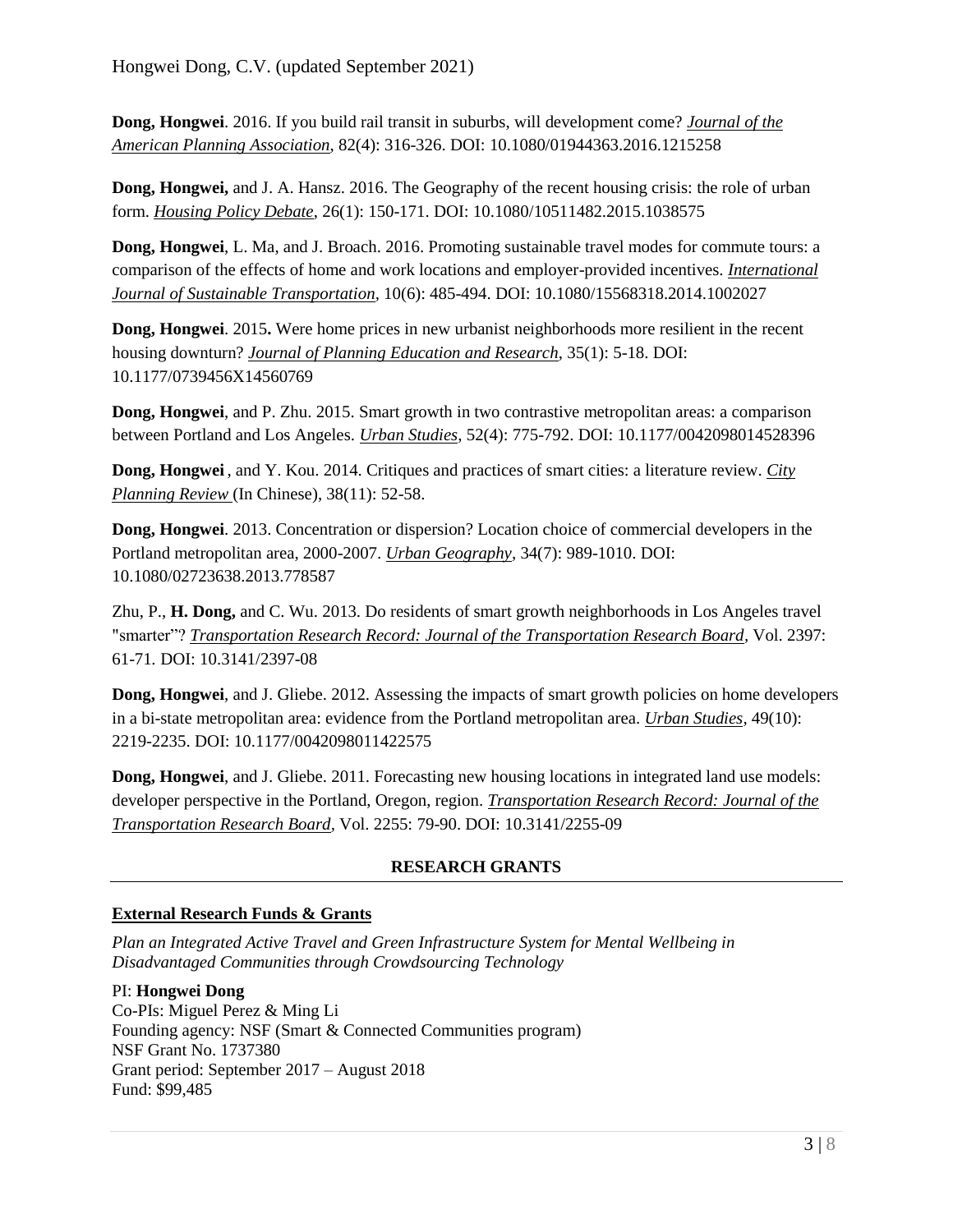**Dong, Hongwei**. 2016. If you build rail transit in suburbs, will development come? *Journal of the American Planning Association*, 82(4): 316-326. DOI: 10.1080/01944363.2016.1215258

**Dong, Hongwei,** and J. A. Hansz. 2016. The Geography of the recent housing crisis: the role of urban form. *Housing Policy Debate*, 26(1): 150-171. DOI: 10.1080/10511482.2015.1038575

**Dong, Hongwei**, L. Ma, and J. Broach. 2016. Promoting sustainable travel modes for commute tours: a comparison of the effects of home and work locations and employer-provided incentives. *International Journal of Sustainable Transportation*, 10(6): 485-494. DOI: 10.1080/15568318.2014.1002027

**Dong, Hongwei**. 2015**.** Were home prices in new urbanist neighborhoods more resilient in the recent housing downturn? *Journal of Planning Education and Research*, 35(1): 5-18. DOI: 10.1177/0739456X14560769

**Dong, Hongwei**, and P. Zhu. 2015. Smart growth in two contrastive metropolitan areas: a comparison between Portland and Los Angeles. *Urban Studies*, 52(4): 775-792. DOI: 10.1177/0042098014528396

**Dong, Hongwei** , and Y. Kou. 2014. Critiques and practices of smart cities: a literature review. *City Planning Review* (In Chinese), 38(11): 52-58.

**Dong, Hongwei**. 2013. Concentration or dispersion? Location choice of commercial developers in the Portland metropolitan area, 2000-2007. *Urban Geography*, 34(7): 989-1010. DOI: 10.1080/02723638.2013.778587

Zhu, P., **H. Dong,** and C. Wu. 2013. Do residents of smart growth neighborhoods in Los Angeles travel "smarter"? *Transportation Research Record: Journal of the Transportation Research Board*, Vol. 2397: 61-71. DOI: 10.3141/2397-08

**Dong, Hongwei**, and J. Gliebe. 2012. Assessing the impacts of smart growth policies on home developers in a bi-state metropolitan area: evidence from the Portland metropolitan area. *Urban Studies*, 49(10): 2219-2235. DOI: 10.1177/0042098011422575

**Dong, Hongwei**, and J. Gliebe. 2011. Forecasting new housing locations in integrated land use models: developer perspective in the Portland, Oregon, region. *Transportation Research Record: Journal of the Transportation Research Board*, Vol. 2255: 79-90. DOI: 10.3141/2255-09

## RESEARCH GRANTS

### External Research Funds & Grants

*Plan an Integrated Active Travel and Green Infrastructure System for Mental Wellbeing in Disadvantaged Communities through Crowdsourcing Technology*

PI: **Hongwei Dong**
Co-PIs: Miguel Perez & Ming Li
Founding agency: NSF (Smart & Connected Communities program)
NSF Grant No. 1737380
Grant period: September 2017 – August 2018
Fund: $99,485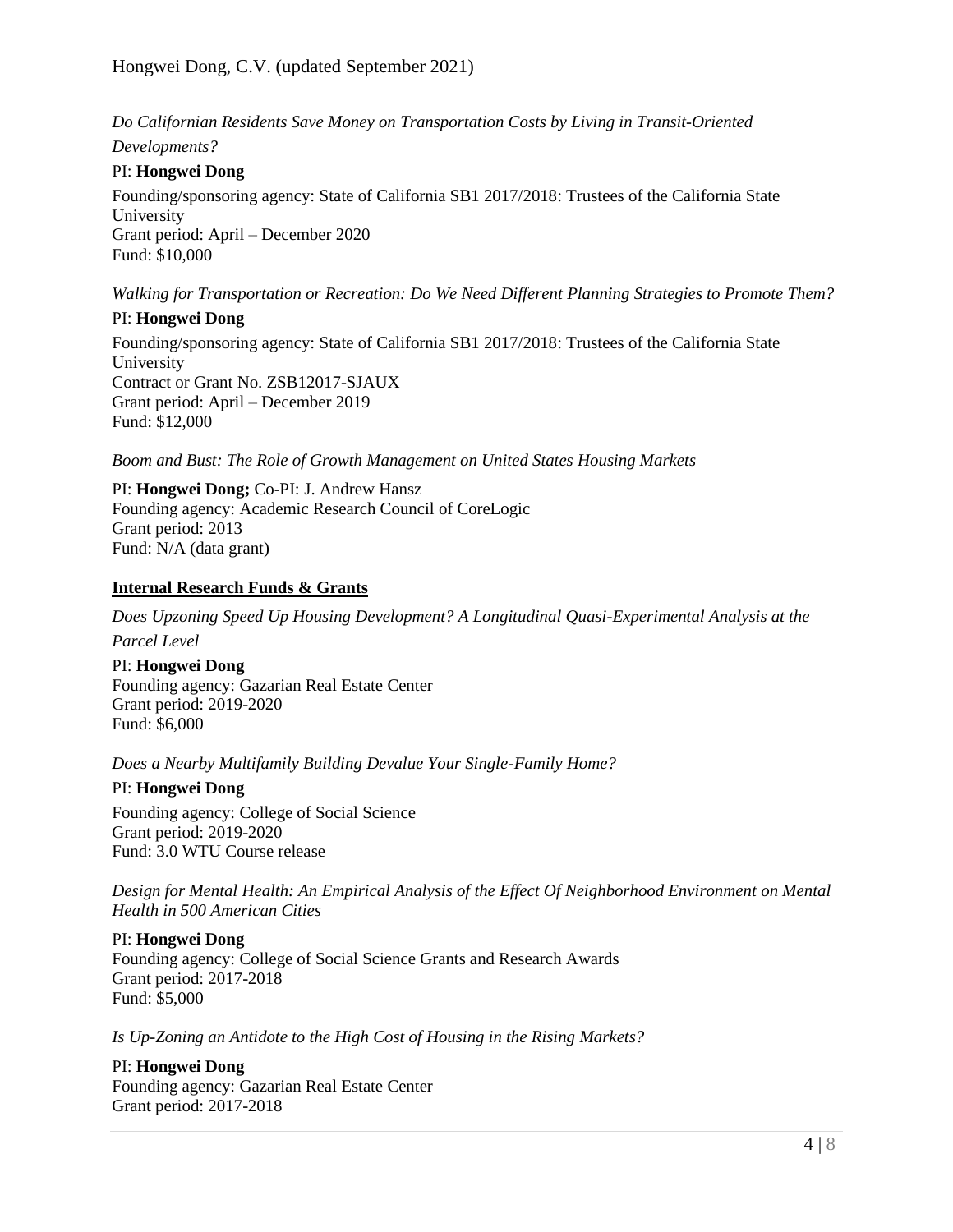*Do Californian Residents Save Money on Transportation Costs by Living in Transit-Oriented Developments?*

PI: **Hongwei Dong**
Founding/sponsoring agency: State of California SB1 2017/2018: Trustees of the California State University
Grant period: April – December 2020
Fund: $10,000

*Walking for Transportation or Recreation: Do We Need Different Planning Strategies to Promote Them?*

PI: **Hongwei Dong**
Founding/sponsoring agency: State of California SB1 2017/2018: Trustees of the California State University
Contract or Grant No. ZSB12017-SJAUX
Grant period: April – December 2019
Fund: $12,000

*Boom and Bust: The Role of Growth Management on United States Housing Markets*

PI: **Hongwei Dong;** Co-PI: J. Andrew Hansz
Founding agency: Academic Research Council of CoreLogic
Grant period: 2013
Fund: N/A (data grant)

**Internal Research Funds & Grants**

*Does Upzoning Speed Up Housing Development? A Longitudinal Quasi-Experimental Analysis at the Parcel Level*

PI: **Hongwei Dong**
Founding agency: Gazarian Real Estate Center
Grant period: 2019-2020
Fund: $6,000

*Does a Nearby Multifamily Building Devalue Your Single-Family Home?*

PI: **Hongwei Dong**
Founding agency: College of Social Science
Grant period: 2019-2020
Fund: 3.0 WTU Course release

*Design for Mental Health: An Empirical Analysis of the Effect Of Neighborhood Environment on Mental Health in 500 American Cities*

PI: **Hongwei Dong**
Founding agency: College of Social Science Grants and Research Awards
Grant period: 2017-2018
Fund: $5,000

*Is Up-Zoning an Antidote to the High Cost of Housing in the Rising Markets?*

PI: **Hongwei Dong**
Founding agency: Gazarian Real Estate Center
Grant period: 2017-2018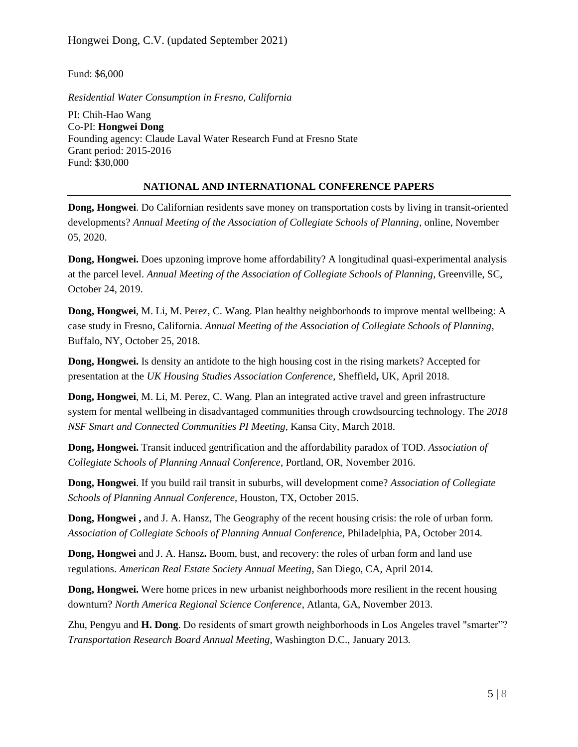Fund: $6,000

*Residential Water Consumption in Fresno, California*

PI: Chih-Hao Wang
Co-PI: **Hongwei Dong**
Founding agency: Claude Laval Water Research Fund at Fresno State
Grant period: 2015-2016
Fund: $30,000

## NATIONAL AND INTERNATIONAL CONFERENCE PAPERS

**Dong, Hongwei**. Do Californian residents save money on transportation costs by living in transit-oriented developments? *Annual Meeting of the Association of Collegiate Schools of Planning*, online, November 05, 2020.

**Dong, Hongwei.** Does upzoning improve home affordability? A longitudinal quasi-experimental analysis at the parcel level. *Annual Meeting of the Association of Collegiate Schools of Planning*, Greenville, SC, October 24, 2019.

**Dong, Hongwei**, M. Li, M. Perez, C. Wang. Plan healthy neighborhoods to improve mental wellbeing: A case study in Fresno, California. *Annual Meeting of the Association of Collegiate Schools of Planning*, Buffalo, NY, October 25, 2018.

**Dong, Hongwei.** Is density an antidote to the high housing cost in the rising markets? Accepted for presentation at the *UK Housing Studies Association Conference*, Sheffield**,** UK, April 2018.

**Dong, Hongwei**, M. Li, M. Perez, C. Wang. Plan an integrated active travel and green infrastructure system for mental wellbeing in disadvantaged communities through crowdsourcing technology. The *2018 NSF Smart and Connected Communities PI Meeting*, Kansa City, March 2018.

**Dong, Hongwei.** Transit induced gentrification and the affordability paradox of TOD. *Association of Collegiate Schools of Planning Annual Conference*, Portland, OR, November 2016.

**Dong, Hongwei**. If you build rail transit in suburbs, will development come? *Association of Collegiate Schools of Planning Annual Conference*, Houston, TX, October 2015.

**Dong, Hongwei ,** and J. A. Hansz, The Geography of the recent housing crisis: the role of urban form. *Association of Collegiate Schools of Planning Annual Conference*, Philadelphia, PA, October 2014.

**Dong, Hongwei** and J. A. Hansz**.** Boom, bust, and recovery: the roles of urban form and land use regulations. *American Real Estate Society Annual Meeting*, San Diego, CA, April 2014.

**Dong, Hongwei.** Were home prices in new urbanist neighborhoods more resilient in the recent housing downturn? *North America Regional Science Conference*, Atlanta, GA, November 2013.

Zhu, Pengyu and **H. Dong**. Do residents of smart growth neighborhoods in Los Angeles travel "smarter"? *Transportation Research Board Annual Meeting*, Washington D.C., January 2013.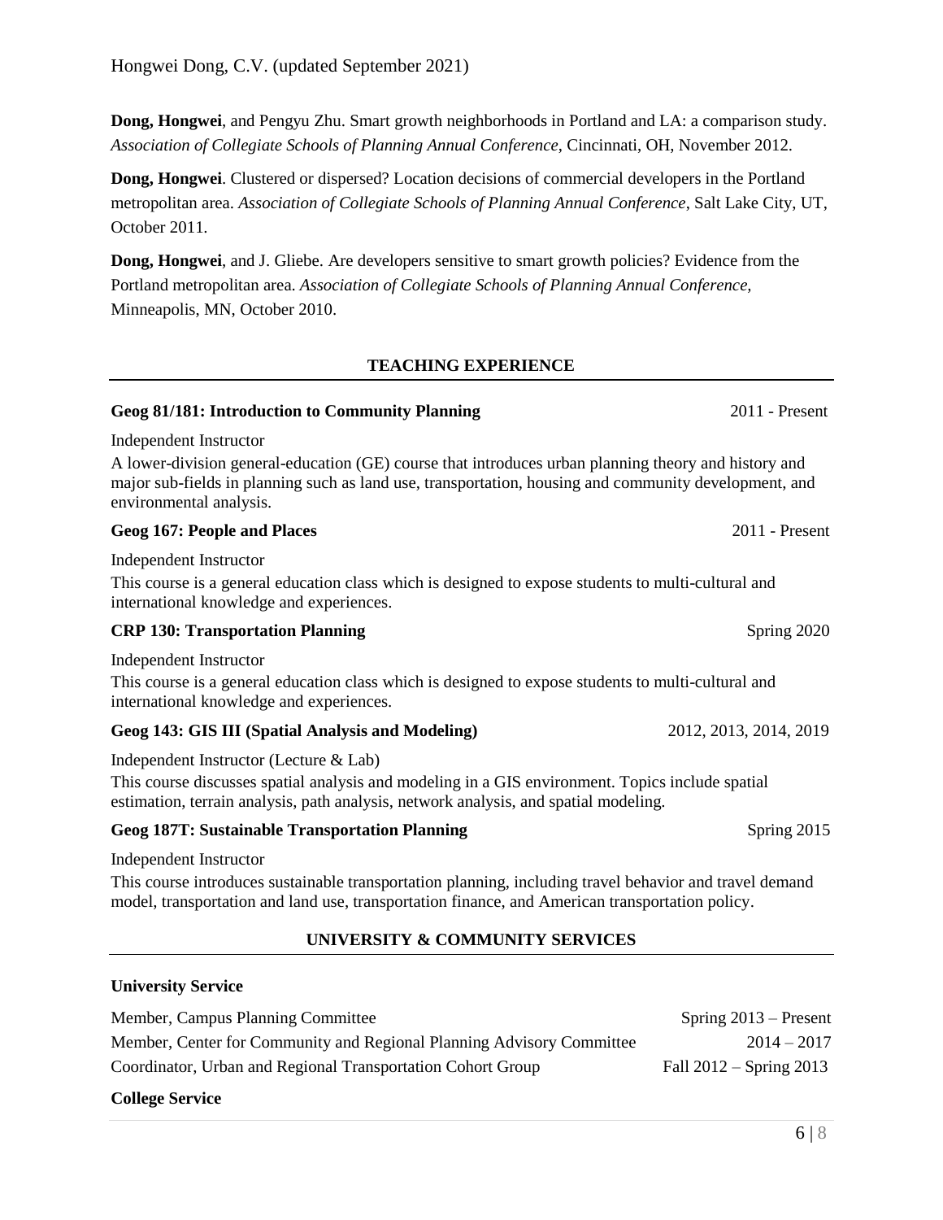**Dong, Hongwei**, and Pengyu Zhu. Smart growth neighborhoods in Portland and LA: a comparison study. *Association of Collegiate Schools of Planning Annual Conference*, Cincinnati, OH, November 2012.

**Dong, Hongwei**. Clustered or dispersed? Location decisions of commercial developers in the Portland metropolitan area. *Association of Collegiate Schools of Planning Annual Conference*, Salt Lake City, UT, October 2011.

**Dong, Hongwei**, and J. Gliebe. Are developers sensitive to smart growth policies? Evidence from the Portland metropolitan area. *Association of Collegiate Schools of Planning Annual Conference*, Minneapolis, MN, October 2010.

## TEACHING EXPERIENCE

**Geog 81/181: Introduction to Community Planning** — 2011 - Present

Independent Instructor

A lower-division general-education (GE) course that introduces urban planning theory and history and major sub-fields in planning such as land use, transportation, housing and community development, and environmental analysis.

**Geog 167: People and Places** — 2011 - Present

Independent Instructor

This course is a general education class which is designed to expose students to multi-cultural and international knowledge and experiences.

**CRP 130: Transportation Planning** — Spring 2020

Independent Instructor

This course is a general education class which is designed to expose students to multi-cultural and international knowledge and experiences.

**Geog 143: GIS III (Spatial Analysis and Modeling)** — 2012, 2013, 2014, 2019

Independent Instructor (Lecture & Lab)

This course discusses spatial analysis and modeling in a GIS environment. Topics include spatial estimation, terrain analysis, path analysis, network analysis, and spatial modeling.

**Geog 187T: Sustainable Transportation Planning** — Spring 2015

Independent Instructor

This course introduces sustainable transportation planning, including travel behavior and travel demand model, transportation and land use, transportation finance, and American transportation policy.

## UNIVERSITY & COMMUNITY SERVICES

**University Service**

Member, Campus Planning Committee — Spring 2013 – Present

Member, Center for Community and Regional Planning Advisory Committee — 2014 – 2017

Coordinator, Urban and Regional Transportation Cohort Group — Fall 2012 – Spring 2013

**College Service**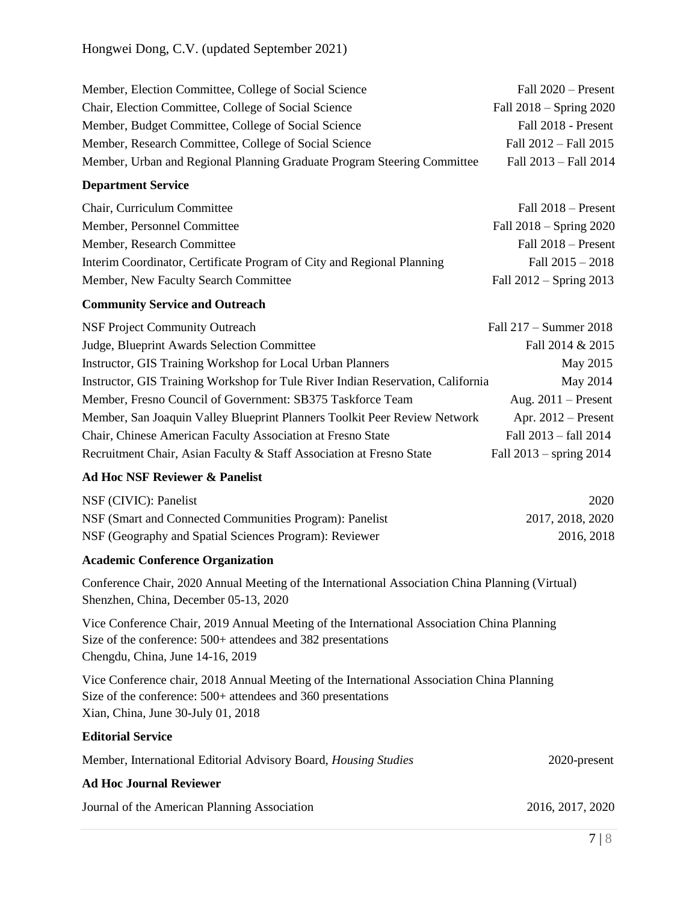| | |
|---|---|
| Member, Election Committee, College of Social Science | Fall 2020 – Present |
| Chair, Election Committee, College of Social Science | Fall 2018 – Spring 2020 |
| Member, Budget Committee, College of Social Science | Fall 2018 - Present |
| Member, Research Committee, College of Social Science | Fall 2012 – Fall 2015 |
| Member, Urban and Regional Planning Graduate Program Steering Committee | Fall 2013 – Fall 2014 |

**Department Service**

| | |
|---|---|
| Chair, Curriculum Committee | Fall 2018 – Present |
| Member, Personnel Committee | Fall 2018 – Spring 2020 |
| Member, Research Committee | Fall 2018 – Present |
| Interim Coordinator, Certificate Program of City and Regional Planning | Fall 2015 – 2018 |
| Member, New Faculty Search Committee | Fall 2012 – Spring 2013 |

**Community Service and Outreach**

| | |
|---|---|
| NSF Project Community Outreach | Fall 217 – Summer 2018 |
| Judge, Blueprint Awards Selection Committee | Fall 2014 & 2015 |
| Instructor, GIS Training Workshop for Local Urban Planners | May 2015 |
| Instructor, GIS Training Workshop for Tule River Indian Reservation, California | May 2014 |
| Member, Fresno Council of Government: SB375 Taskforce Team | Aug. 2011 – Present |
| Member, San Joaquin Valley Blueprint Planners Toolkit Peer Review Network | Apr. 2012 – Present |
| Chair, Chinese American Faculty Association at Fresno State | Fall 2013 – fall 2014 |
| Recruitment Chair, Asian Faculty & Staff Association at Fresno State | Fall 2013 – spring 2014 |

**Ad Hoc NSF Reviewer & Panelist**

| | |
|---|---|
| NSF (CIVIC): Panelist | 2020 |
| NSF (Smart and Connected Communities Program): Panelist | 2017, 2018, 2020 |
| NSF (Geography and Spatial Sciences Program): Reviewer | 2016, 2018 |

**Academic Conference Organization**

Conference Chair, 2020 Annual Meeting of the International Association China Planning (Virtual)
Shenzhen, China, December 05-13, 2020

Vice Conference Chair, 2019 Annual Meeting of the International Association China Planning
Size of the conference: 500+ attendees and 382 presentations
Chengdu, China, June 14-16, 2019

Vice Conference chair, 2018 Annual Meeting of the International Association China Planning
Size of the conference: 500+ attendees and 360 presentations
Xian, China, June 30-July 01, 2018

**Editorial Service**

| | |
|---|---|
| Member, International Editorial Advisory Board, *Housing Studies* | 2020-present |

**Ad Hoc Journal Reviewer**

| | |
|---|---|
| Journal of the American Planning Association | 2016, 2017, 2020 |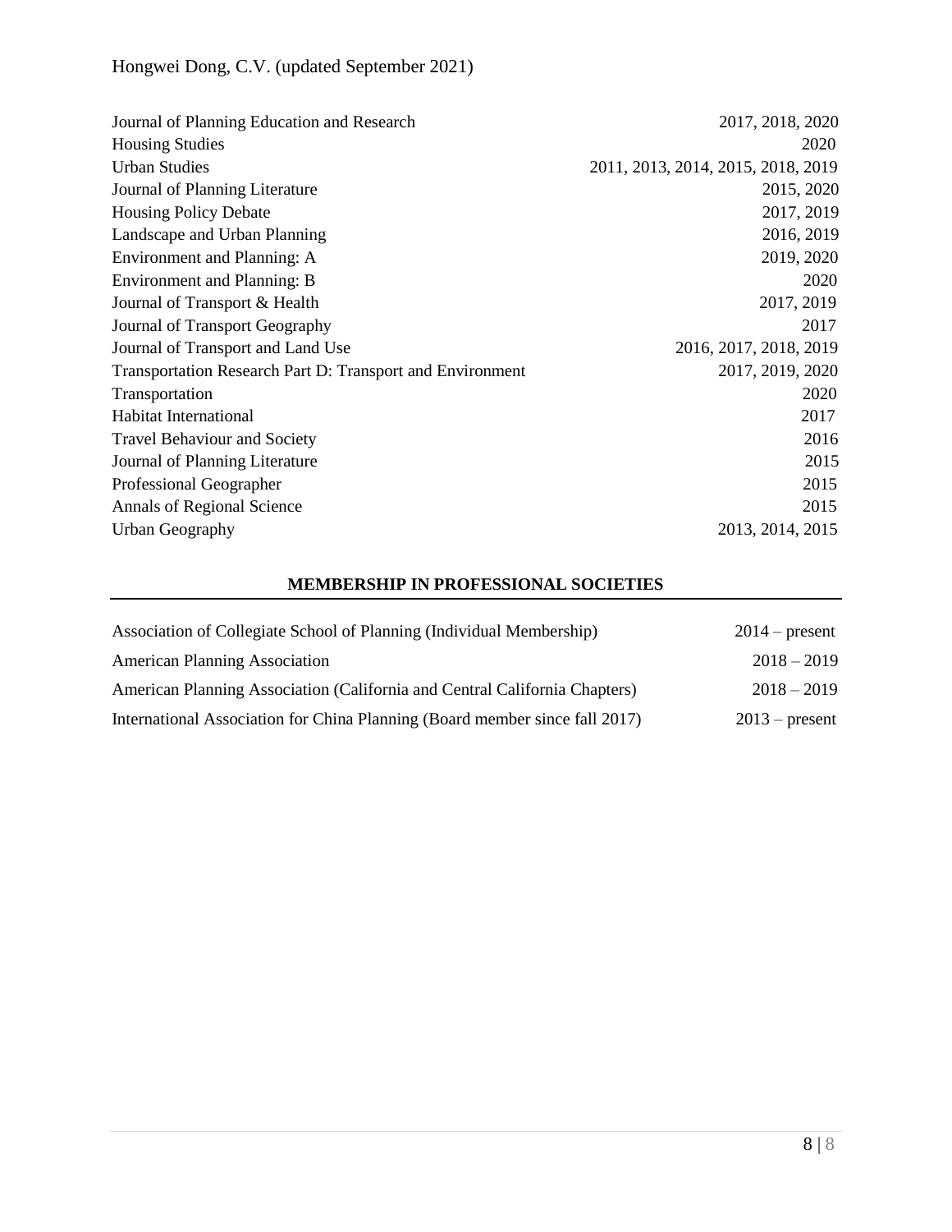| | |
|---|---|
| Journal of Planning Education and Research | 2017, 2018, 2020 |
| Housing Studies | 2020 |
| Urban Studies | 2011, 2013, 2014, 2015, 2018, 2019 |
| Journal of Planning Literature | 2015, 2020 |
| Housing Policy Debate | 2017, 2019 |
| Landscape and Urban Planning | 2016, 2019 |
| Environment and Planning: A | 2019, 2020 |
| Environment and Planning: B | 2020 |
| Journal of Transport & Health | 2017, 2019 |
| Journal of Transport Geography | 2017 |
| Journal of Transport and Land Use | 2016, 2017, 2018, 2019 |
| Transportation Research Part D: Transport and Environment | 2017, 2019, 2020 |
| Transportation | 2020 |
| Habitat International | 2017 |
| Travel Behaviour and Society | 2016 |
| Journal of Planning Literature | 2015 |
| Professional Geographer | 2015 |
| Annals of Regional Science | 2015 |
| Urban Geography | 2013, 2014, 2015 |

## MEMBERSHIP IN PROFESSIONAL SOCIETIES

| | |
|---|---|
| Association of Collegiate School of Planning (Individual Membership) | 2014 – present |
| American Planning Association | 2018 – 2019 |
| American Planning Association (California and Central California Chapters) | 2018 – 2019 |
| International Association for China Planning (Board member since fall 2017) | 2013 – present |